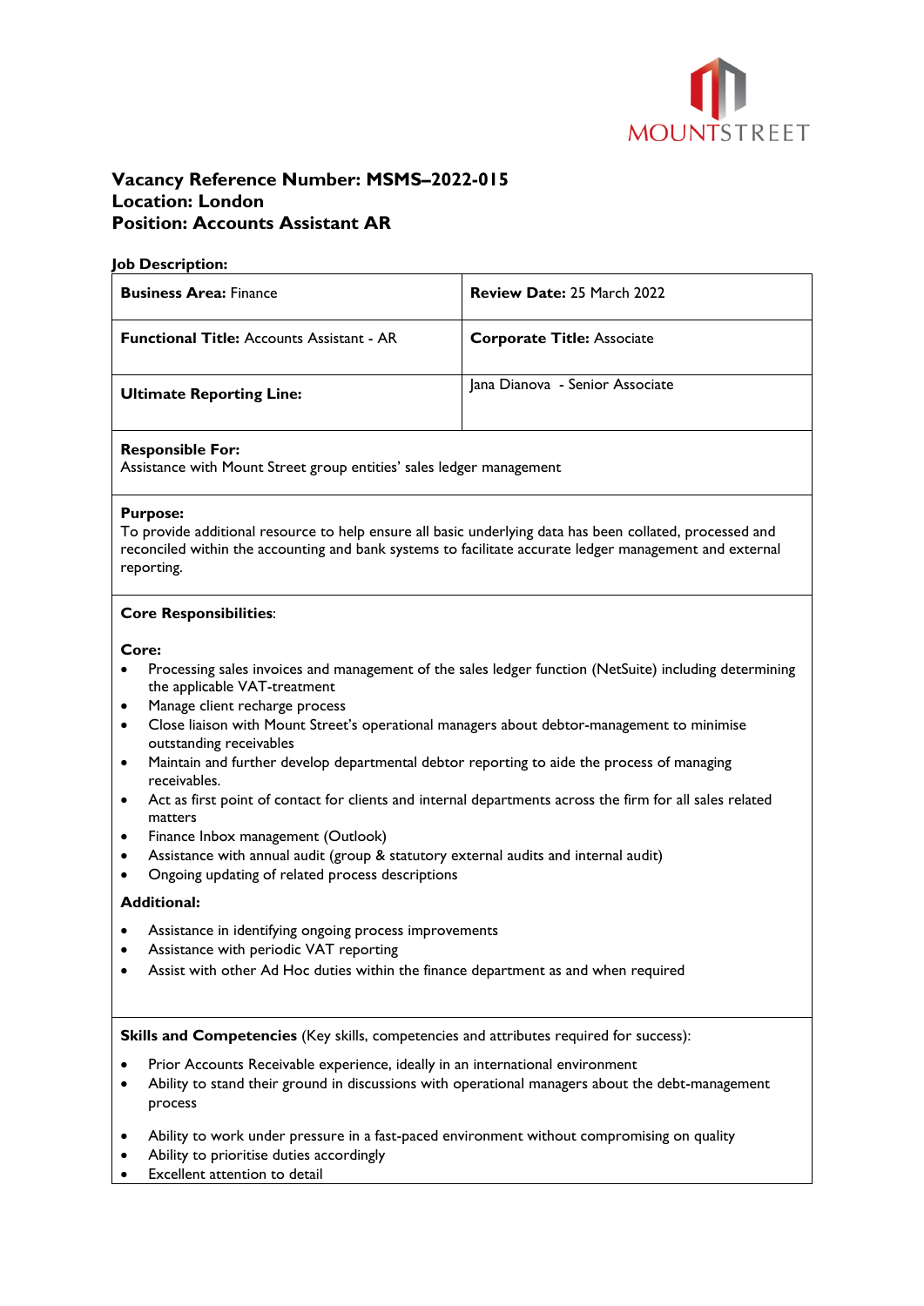MOUNTSTREET

**Vacancy Reference Number: MSMS–2022-015**
**Location: London**
**Position: Accounts Assistant AR**

**Job Description:**

| | |
|---|---|
| **Business Area:** Finance | **Review Date:** 25 March 2022 |
| **Functional Title:** Accounts Assistant - AR | **Corporate Title:** Associate |
| **Ultimate Reporting Line:** | Jana Dianova - Senior Associate |

**Responsible For:**
Assistance with Mount Street group entities' sales ledger management

**Purpose:**
To provide additional resource to help ensure all basic underlying data has been collated, processed and reconciled within the accounting and bank systems to facilitate accurate ledger management and external reporting.

**Core Responsibilities**:

**Core:**

- Processing sales invoices and management of the sales ledger function (NetSuite) including determining the applicable VAT-treatment
- Manage client recharge process
- Close liaison with Mount Street's operational managers about debtor-management to minimise outstanding receivables
- Maintain and further develop departmental debtor reporting to aide the process of managing receivables.
- Act as first point of contact for clients and internal departments across the firm for all sales related matters
- Finance Inbox management (Outlook)
- Assistance with annual audit (group & statutory external audits and internal audit)
- Ongoing updating of related process descriptions

**Additional:**

- Assistance in identifying ongoing process improvements
- Assistance with periodic VAT reporting
- Assist with other Ad Hoc duties within the finance department as and when required

**Skills and Competencies** (Key skills, competencies and attributes required for success):

- Prior Accounts Receivable experience, ideally in an international environment
- Ability to stand their ground in discussions with operational managers about the debt-management process
- Ability to work under pressure in a fast-paced environment without compromising on quality
- Ability to prioritise duties accordingly
- Excellent attention to detail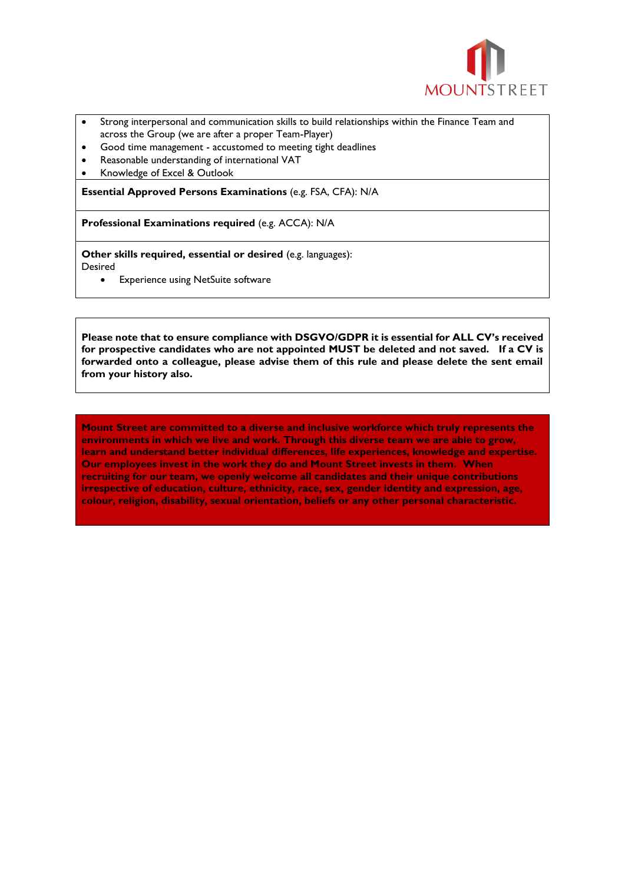- Strong interpersonal and communication skills to build relationships within the Finance Team and across the Group (we are after a proper Team-Player)
- Good time management - accustomed to meeting tight deadlines
- Reasonable understanding of international VAT
- Knowledge of Excel & Outlook

**Essential Approved Persons Examinations** (e.g. FSA, CFA): N/A

**Professional Examinations required** (e.g. ACCA): N/A

**Other skills required, essential or desired** (e.g. languages):
Desired

- Experience using NetSuite software

**Please note that to ensure compliance with DSGVO/GDPR it is essential for ALL CV's received for prospective candidates who are not appointed MUST be deleted and not saved. If a CV is forwarded onto a colleague, please advise them of this rule and please delete the sent email from your history also.**

**Mount Street are committed to a diverse and inclusive workforce which truly represents the environments in which we live and work. Through this diverse team we are able to grow, learn and understand better individual differences, life experiences, knowledge and expertise. Our employees invest in the work they do and Mount Street invests in them. When recruiting for our team, we openly welcome all candidates and their unique contributions irrespective of education, culture, ethnicity, race, sex, gender identity and expression, age, colour, religion, disability, sexual orientation, beliefs or any other personal characteristic.**